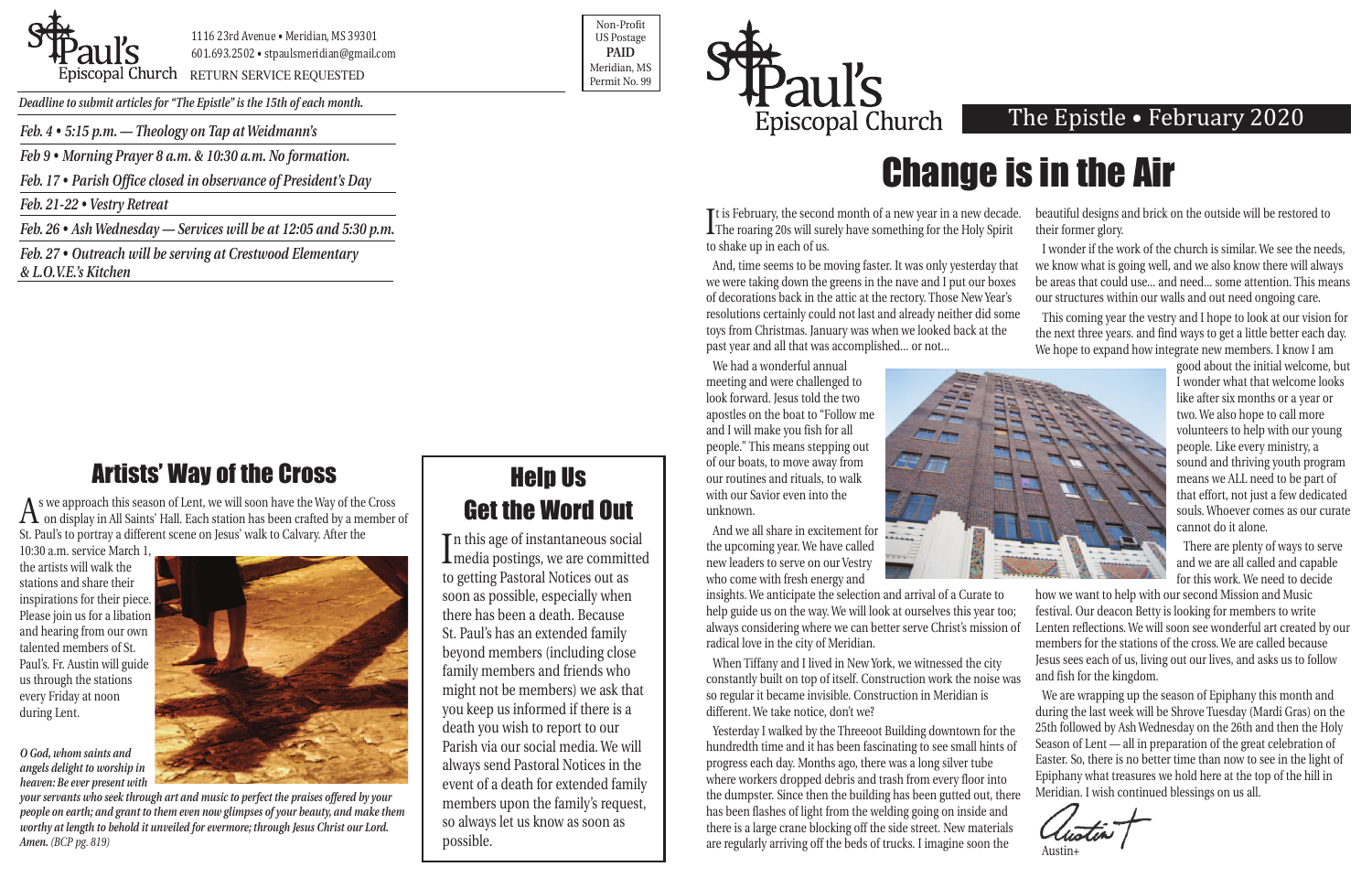St. Paul's Episcopal Church

1116 23rd Avenue • Meridian, MS 39301
601.693.2502 • stpaulsmeridian@gmail.com
RETURN SERVICE REQUESTED

Non-Profit
US Postage
**PAID**
Meridian, MS
Permit No. 99

***Deadline to submit articles for "The Epistle" is the 15th of each month.***

***Feb. 4 • 5:15 p.m. — Theology on Tap at Weidmann's***

***Feb 9 • Morning Prayer 8 a.m. & 10:30 a.m. No formation.***

***Feb. 17 • Parish Office closed in observance of President's Day***

***Feb. 21-22 • Vestry Retreat***

***Feb. 26 • Ash Wednesday — Services will be at 12:05 and 5:30 p.m.***

***Feb. 27 • Outreach will be serving at Crestwood Elementary & L.O.V.E.'s Kitchen***

## Artists' Way of the Cross

As we approach this season of Lent, we will soon have the Way of the Cross on display in All Saints' Hall. Each station has been crafted by a member of St. Paul's to portray a different scene on Jesus' walk to Calvary. After the 10:30 a.m. service March 1, the artists will walk the stations and share their inspirations for their piece. Please join us for a libation and hearing from our own talented members of St. Paul's. Fr. Austin will guide us through the stations every Friday at noon during Lent.

***O God, whom saints and angels delight to worship in heaven: Be ever present with your servants who seek through art and music to perfect the praises offered by your people on earth; and grant to them even now glimpses of your beauty, and make them worthy at length to behold it unveiled for evermore; through Jesus Christ our Lord. Amen.*** *(BCP pg. 819)*

## Help Us Get the Word Out

In this age of instantaneous social media postings, we are committed to getting Pastoral Notices out as soon as possible, especially when there has been a death. Because St. Paul's has an extended family beyond members (including close family members and friends who might not be members) we ask that you keep us informed if there is a death you wish to report to our Parish via our social media. We will always send Pastoral Notices in the event of a death for extended family members upon the family's request, so always let us know as soon as possible.

St. Paul's Episcopal Church — The Epistle • February 2020

# Change is in the Air

It is February, the second month of a new year in a new decade. The roaring 20s will surely have something for the Holy Spirit to shake up in each of us.

And, time seems to be moving faster. It was only yesterday that we were taking down the greens in the nave and I put our boxes of decorations back in the attic at the rectory. Those New Year's resolutions certainly could not last and already neither did some toys from Christmas. January was when we looked back at the past year and all that was accomplished... or not...

We had a wonderful annual meeting and were challenged to look forward. Jesus told the two apostles on the boat to "Follow me and I will make you fish for all people." This means stepping out of our boats, to move away from our routines and rituals, to walk with our Savior even into the unknown.

And we all share in excitement for the upcoming year. We have called new leaders to serve on our Vestry who come with fresh energy and insights. We anticipate the selection and arrival of a Curate to help guide us on the way. We will look at ourselves this year too; always considering where we can better serve Christ's mission of radical love in the city of Meridian.

When Tiffany and I lived in New York, we witnessed the city constantly built on top of itself. Construction work the noise was so regular it became invisible. Construction in Meridian is different. We take notice, don't we?

Yesterday I walked by the Threeoot Building downtown for the hundredth time and it has been fascinating to see small hints of progress each day. Months ago, there was a long silver tube where workers dropped debris and trash from every floor into the dumpster. Since then the building has been gutted out, there has been flashes of light from the welding going on inside and there is a large crane blocking off the side street. New materials are regularly arriving off the beds of trucks. I imagine soon the beautiful designs and brick on the outside will be restored to their former glory.

I wonder if the work of the church is similar. We see the needs, we know what is going well, and we also know there will always be areas that could use... and need... some attention. This means our structures within our walls and out need ongoing care.

This coming year the vestry and I hope to look at our vision for the next three years. and find ways to get a little better each day. We hope to expand how integrate new members. I know I am good about the initial welcome, but I wonder what that welcome looks like after six months or a year or two. We also hope to call more volunteers to help with our young people. Like every ministry, a sound and thriving youth program means we ALL need to be part of that effort, not just a few dedicated souls. Whoever comes as our curate cannot do it alone.

There are plenty of ways to serve and we are all called and capable for this work. We need to decide how we want to help with our second Mission and Music festival. Our deacon Betty is looking for members to write Lenten reflections. We will soon see wonderful art created by our members for the stations of the cross. We are called because Jesus sees each of us, living out our lives, and asks us to follow and fish for the kingdom.

We are wrapping up the season of Epiphany this month and during the last week will be Shrove Tuesday (Mardi Gras) on the 25th followed by Ash Wednesday on the 26th and then the Holy Season of Lent — all in preparation of the great celebration of Easter. So, there is no better time than now to see in the light of Epiphany what treasures we hold here at the top of the hill in Meridian. I wish continued blessings on us all.

Austin+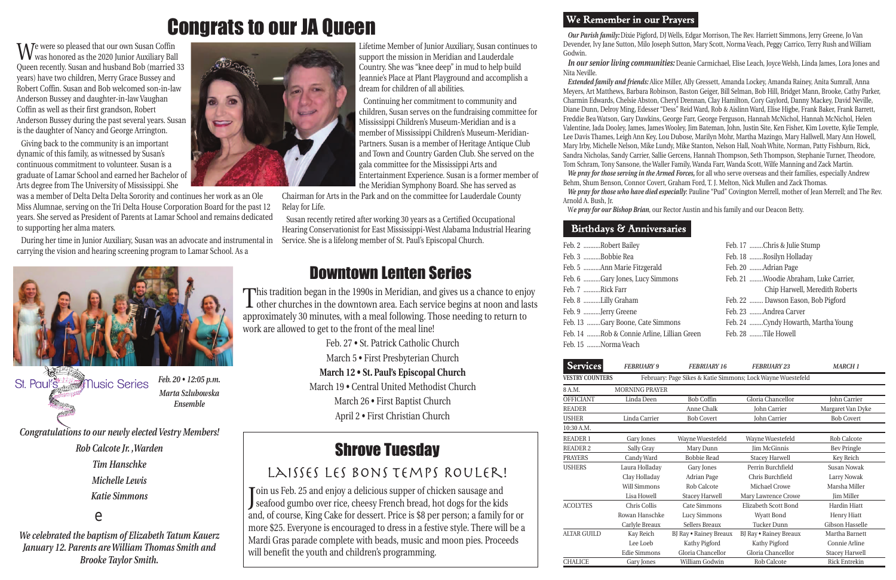# Congrats to our JA Queen

We were so pleased that our own Susan Coffin was honored as the 2020 Junior Auxiliary Ball Queen recently. Susan and husband Bob (married 33 years) have two children, Merry Grace Bussey and Robert Coffin. Susan and Bob welcomed son-in-law Anderson Bussey and daughter-in-law Vaughan Coffin as well as their first grandson, Robert Anderson Bussey during the past several years. Susan is the daughter of Nancy and George Arrington.

Giving back to the community is an important dynamic of this family, as witnessed by Susan's continuous commitment to volunteer. Susan is a graduate of Lamar School and earned her Bachelor of Arts degree from The University of Mississippi. She was a member of Delta Delta Delta Sorority and continues her work as an Ole Miss Alumnae, serving on the Tri Delta House Corporation Board for the past 12 years. She served as President of Parents at Lamar School and remains dedicated to supporting her alma maters.

During her time in Junior Auxiliary, Susan was an advocate and instrumental in carrying the vision and hearing screening program to Lamar School. As a Lifetime Member of Junior Auxiliary, Susan continues to support the mission in Meridian and Lauderdale Country. She was "knee deep" in mud to help build Jeannie's Place at Plant Playground and accomplish a dream for children of all abilities.

Continuing her commitment to community and children, Susan serves on the fundraising committee for Mississippi Children's Museum-Meridian and is a member of Mississippi Children's Museum-Meridian-Partners. Susan is a member of Heritage Antique Club and Town and Country Garden Club. She served on the gala committee for the Mississippi Arts and Entertainment Experience. Susan is a former member of the Meridian Symphony Board. She has served as Chairman for Arts in the Park and on the committee for Lauderdale County Relay for Life.

Susan recently retired after working 30 years as a Certified Occupational Hearing Conservationist for East Mississippi-West Alabama Industrial Hearing Service. She is a lifelong member of St. Paul's Episcopal Church.

St. Paul's Music Series

*Feb. 20 • 12:05 p.m.*
*Marta Szlubowska Ensemble*

***Congratulations to our newly elected Vestry Members!***

***Rob Calcote Jr. ,Warden***

***Tim Hanschke***

***Michelle Lewis***

***Katie Simmons***

***We celebrated the baptism of Elizabeth Tatum Kauerz January 12. Parents are William Thomas Smith and Brooke Taylor Smith.***

# Downtown Lenten Series

This tradition began in the 1990s in Meridian, and gives us a chance to enjoy other churches in the downtown area. Each service begins at noon and lasts approximately 30 minutes, with a meal following. Those needing to return to work are allowed to get to the front of the meal line!

Feb. 27 • St. Patrick Catholic Church
March 5 • First Presbyterian Church
**March 12 • St. Paul's Episcopal Church**
March 19 • Central United Methodist Church
March 26 • First Baptist Church
April 2 • First Christian Church

# Shrove Tuesday

## Laisses les bons temps rouler!

Join us Feb. 25 and enjoy a delicious supper of chicken sausage and seafood gumbo over rice, cheesy French bread, hot dogs for the kids and, of course, King Cake for dessert. Price is $8 per person; a family for or more $25. Everyone is encouraged to dress in a festive style. There will be a Mardi Gras parade complete with beads, music and moon pies. Proceeds will benefit the youth and children's programming.

## We Remember in our Prayers

***Our Parish family:*** Dixie Pigford, DJ Wells, Edgar Morrison, The Rev. Harriett Simmons, Jerry Greene, Jo Van Devender, Ivy Jane Sutton, Milo Joseph Sutton, Mary Scott, Norma Veach, Peggy Carrico, Terry Rush and William Godwin.

***In our senior living communities:*** Deanie Carmichael, Elise Leach, Joyce Welsh, Linda James, Lora Jones and Nita Neville.

***Extended family and friends:*** Alice Miller, Ally Gressett, Amanda Lockey, Amanda Rainey, Anita Sumrall, Anna Meyers, Art Matthews, Barbara Robinson, Baston Geiger, Bill Selman, Bob Hill, Bridget Mann, Brooke, Cathy Parker, Charmin Edwards, Chelsie Abston, Cheryl Drennan, Clay Hamilton, Cory Gaylord, Danny Mackey, David Neville, Diane Dunn, Delroy Ming, Edesser "Dess" Reid Ward, Rob & Aislinn Ward, Elise Higbe, Frank Baker, Frank Barrett, Freddie Bea Watson, Gary Dawkins, George Farr, George Ferguson, Hannah McNichol, Hannah McNichol, Helen Valentine, Jada Dooley, James, James Wooley, Jim Bateman, John, Justin Site, Ken Fisher, Kim Lovette, Kylie Temple, Lee Davis Thames, Leigh Ann Key, Lou Dubose, Marilyn Mohr, Martha Mazingo, Mary Hallwell, Mary Ann Howell, Mary Irby, Michelle Nelson, Mike Lundy, Mike Stanton, Nelson Hall, Noah White, Norman, Patty Fishburn, Rick, Sandra Nicholas, Sandy Carrier, Sallie Gercens, Hannah Thompson, Seth Thompson, Stephanie Turner, Theodore, Tom Schram, Tony Sansone, the Waller Family, Wanda Farr, Wanda Scott, Wilfe Manning and Zack Martin.

***We pray for those serving in the Armed Forces,*** for all who serve overseas and their families, especially Andrew Behm, Shum Benson, Connor Covert, Graham Ford, T. J. Melton, Nick Mullen and Zack Thomas.

***We pray for those who have died especially:*** Pauline "Pud" Covington Merrell, mother of Jean Merrell; and The Rev. Arnold A. Bush, Jr.

W***e pray for our Bishop Brian***, our Rector Austin and his family and our Deacon Betty.

## Birthdays & Anniversaries

Feb. 2 ..........Robert Bailey
Feb. 3 ..........Bobbie Rea
Feb. 5 ..........Ann Marie Fitzgerald
Feb. 6 ..........Gary Jones, Lucy Simmons
Feb. 7 ..........Rick Farr
Feb. 8 ..........Lilly Graham
Feb. 9 ..........Jerry Greene
Feb. 13 ........Gary Boone, Cate Simmons
Feb. 14 ........Rob & Connie Arline, Lillian Green
Feb. 15 ........Norma Veach
Feb. 17 ........Chris & Julie Stump
Feb. 18 ........Rosilyn Holladay
Feb. 20 ........Adrian Page
Feb. 21 ........Woodie Abraham, Luke Carrier, Chip Harwell, Meredith Roberts
Feb. 22 ........ Dawson Eason, Bob Pigford
Feb. 23 ........Andrea Carver
Feb. 24 ........Cyndy Howarth, Martha Young
Feb. 28 ........Tile Howell

| Services | *FEBRUARY 9* | *FEBRUARY 16* | *FEBRUARY 23* | *MARCH 1* |
|---|---|---|---|---|
| VESTRY COUNTERS | February: Page Sikes & Katie Simmons; Lock Wayne Wuestefeld | | | |
| 8 A.M. | MORNING PRAYER | | | |
| OFFICIANT | Linda Deen | Bob Coffin | Gloria Chancellor | John Carrier |
| READER | | Anne Chalk | John Carrier | Margaret Van Dyke |
| USHER | Linda Carrier | Bob Covert | John Carrier | Bob Covert |
| 10:30 A.M. | | | | |
| READER 1 | Gary Jones | Wayne Wuestefeld | Wayne Wuestefeld | Rob Calcote |
| READER 2 | Sally Gray | Mary Dunn | Jim McGinnis | Bev Pringle |
| PRAYERS | Candy Ward | Bobbie Read | Stacey Harwell | Key Reich |
| USHERS | Laura Holladay | Gary Jones | Perrin Burchfield | Susan Nowak |
| | Clay Holladay | Adrian Page | Chris Burchfield | Larry Nowak |
| | Will Simmons | Rob Calcote | Michael Crowe | Marsha Miller |
| | Lisa Howell | Stacey Harwell | Mary Lawrence Crowe | Jim Miller |
| ACOLYTES | Chris Collis | Cate Simmons | Elizabeth Scott Bond | Hardin Hiatt |
| | Rowan Hanschke | Lucy Simmons | Wyatt Bond | Henry Hiatt |
| | Carlyle Breaux | Sellers Breaux | Tucker Dunn | Gibson Hasselle |
| ALTAR GUILD | Kay Reich | BJ Ray • Rainey Breaux | BJ Ray • Rainey Breaux | Martha Barnett |
| | Lee Loeb | Kathy Pigford | Kathy Pigford | Connie Arline |
| | Edie Simmons | Gloria Chancellor | Gloria Chancellor | Stacey Harwell |
| CHALICE | Gary Jones | William Godwin | Rob Calcote | Rick Entrekin |